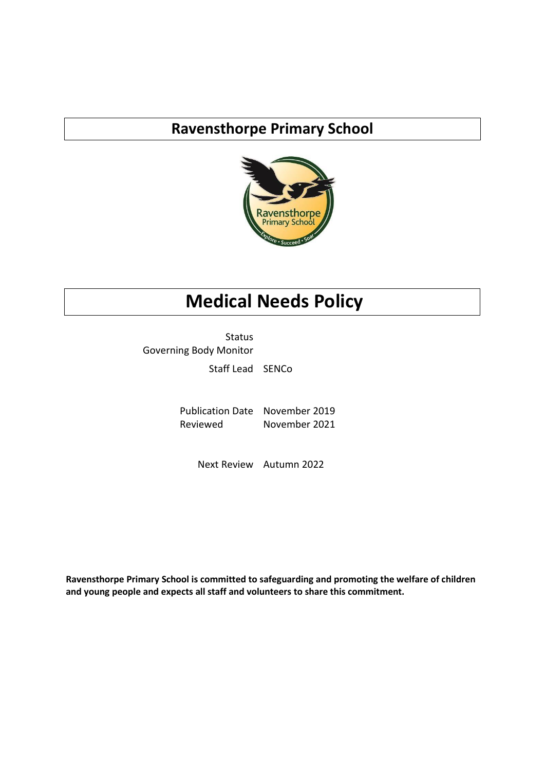# Ravensthorpe Primary School

# Medical Needs Policy

| | |
|---|---|
| Status Governing Body Monitor | |
| Staff Lead | SENCo |
| Publication Date | November 2019 |
| Reviewed | November 2021 |
| Next Review | Autumn 2022 |

**Ravensthorpe Primary School is committed to safeguarding and promoting the welfare of children and young people and expects all staff and volunteers to share this commitment.**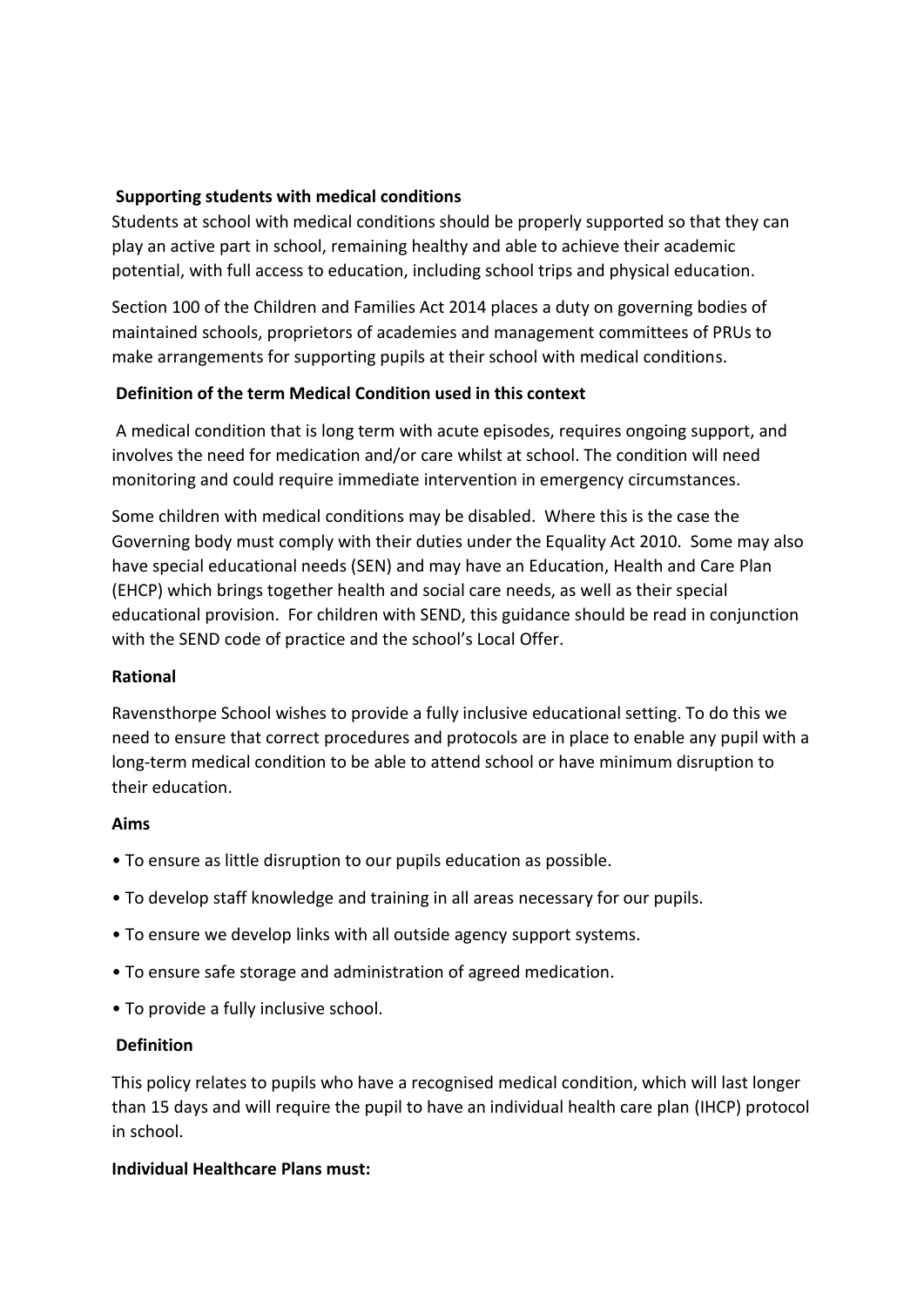**Supporting students with medical conditions**

Students at school with medical conditions should be properly supported so that they can play an active part in school, remaining healthy and able to achieve their academic potential, with full access to education, including school trips and physical education.

Section 100 of the Children and Families Act 2014 places a duty on governing bodies of maintained schools, proprietors of academies and management committees of PRUs to make arrangements for supporting pupils at their school with medical conditions.

**Definition of the term Medical Condition used in this context**

A medical condition that is long term with acute episodes, requires ongoing support, and involves the need for medication and/or care whilst at school. The condition will need monitoring and could require immediate intervention in emergency circumstances.

Some children with medical conditions may be disabled. Where this is the case the Governing body must comply with their duties under the Equality Act 2010. Some may also have special educational needs (SEN) and may have an Education, Health and Care Plan (EHCP) which brings together health and social care needs, as well as their special educational provision. For children with SEND, this guidance should be read in conjunction with the SEND code of practice and the school's Local Offer.

**Rational**

Ravensthorpe School wishes to provide a fully inclusive educational setting. To do this we need to ensure that correct procedures and protocols are in place to enable any pupil with a long-term medical condition to be able to attend school or have minimum disruption to their education.

**Aims**

- To ensure as little disruption to our pupils education as possible.
- To develop staff knowledge and training in all areas necessary for our pupils.
- To ensure we develop links with all outside agency support systems.
- To ensure safe storage and administration of agreed medication.
- To provide a fully inclusive school.

**Definition**

This policy relates to pupils who have a recognised medical condition, which will last longer than 15 days and will require the pupil to have an individual health care plan (IHCP) protocol in school.

**Individual Healthcare Plans must:**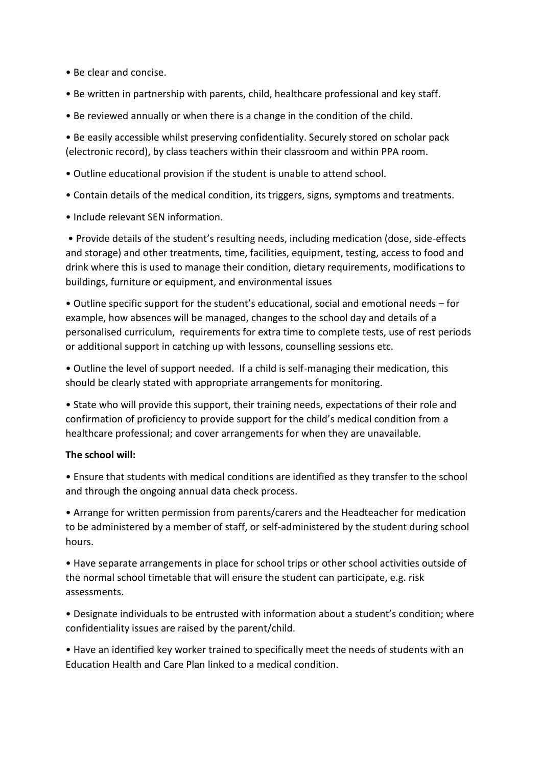- Be clear and concise.
- Be written in partnership with parents, child, healthcare professional and key staff.
- Be reviewed annually or when there is a change in the condition of the child.
- Be easily accessible whilst preserving confidentiality. Securely stored on scholar pack (electronic record), by class teachers within their classroom and within PPA room.
- Outline educational provision if the student is unable to attend school.
- Contain details of the medical condition, its triggers, signs, symptoms and treatments.
- Include relevant SEN information.
- Provide details of the student's resulting needs, including medication (dose, side-effects and storage) and other treatments, time, facilities, equipment, testing, access to food and drink where this is used to manage their condition, dietary requirements, modifications to buildings, furniture or equipment, and environmental issues
- Outline specific support for the student's educational, social and emotional needs – for example, how absences will be managed, changes to the school day and details of a personalised curriculum, requirements for extra time to complete tests, use of rest periods or additional support in catching up with lessons, counselling sessions etc.
- Outline the level of support needed. If a child is self-managing their medication, this should be clearly stated with appropriate arrangements for monitoring.
- State who will provide this support, their training needs, expectations of their role and confirmation of proficiency to provide support for the child's medical condition from a healthcare professional; and cover arrangements for when they are unavailable.

**The school will:**

- Ensure that students with medical conditions are identified as they transfer to the school and through the ongoing annual data check process.
- Arrange for written permission from parents/carers and the Headteacher for medication to be administered by a member of staff, or self-administered by the student during school hours.
- Have separate arrangements in place for school trips or other school activities outside of the normal school timetable that will ensure the student can participate, e.g. risk assessments.
- Designate individuals to be entrusted with information about a student's condition; where confidentiality issues are raised by the parent/child.
- Have an identified key worker trained to specifically meet the needs of students with an Education Health and Care Plan linked to a medical condition.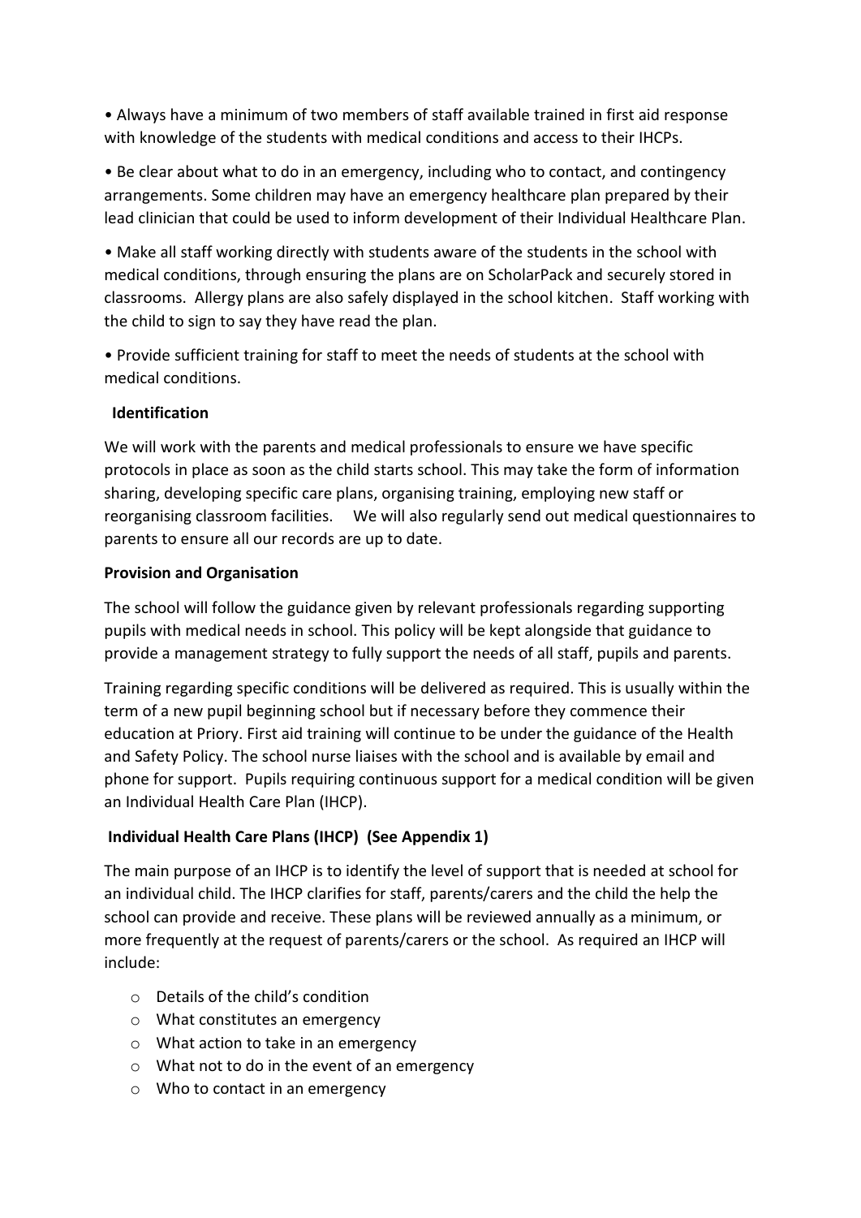- Always have a minimum of two members of staff available trained in first aid response with knowledge of the students with medical conditions and access to their IHCPs.

- Be clear about what to do in an emergency, including who to contact, and contingency arrangements. Some children may have an emergency healthcare plan prepared by their lead clinician that could be used to inform development of their Individual Healthcare Plan.

- Make all staff working directly with students aware of the students in the school with medical conditions, through ensuring the plans are on ScholarPack and securely stored in classrooms. Allergy plans are also safely displayed in the school kitchen. Staff working with the child to sign to say they have read the plan.

- Provide sufficient training for staff to meet the needs of students at the school with medical conditions.

**Identification**

We will work with the parents and medical professionals to ensure we have specific protocols in place as soon as the child starts school. This may take the form of information sharing, developing specific care plans, organising training, employing new staff or reorganising classroom facilities. We will also regularly send out medical questionnaires to parents to ensure all our records are up to date.

**Provision and Organisation**

The school will follow the guidance given by relevant professionals regarding supporting pupils with medical needs in school. This policy will be kept alongside that guidance to provide a management strategy to fully support the needs of all staff, pupils and parents.

Training regarding specific conditions will be delivered as required. This is usually within the term of a new pupil beginning school but if necessary before they commence their education at Priory. First aid training will continue to be under the guidance of the Health and Safety Policy. The school nurse liaises with the school and is available by email and phone for support. Pupils requiring continuous support for a medical condition will be given an Individual Health Care Plan (IHCP).

**Individual Health Care Plans (IHCP) (See Appendix 1)**

The main purpose of an IHCP is to identify the level of support that is needed at school for an individual child. The IHCP clarifies for staff, parents/carers and the child the help the school can provide and receive. These plans will be reviewed annually as a minimum, or more frequently at the request of parents/carers or the school. As required an IHCP will include:

- Details of the child's condition
- What constitutes an emergency
- What action to take in an emergency
- What not to do in the event of an emergency
- Who to contact in an emergency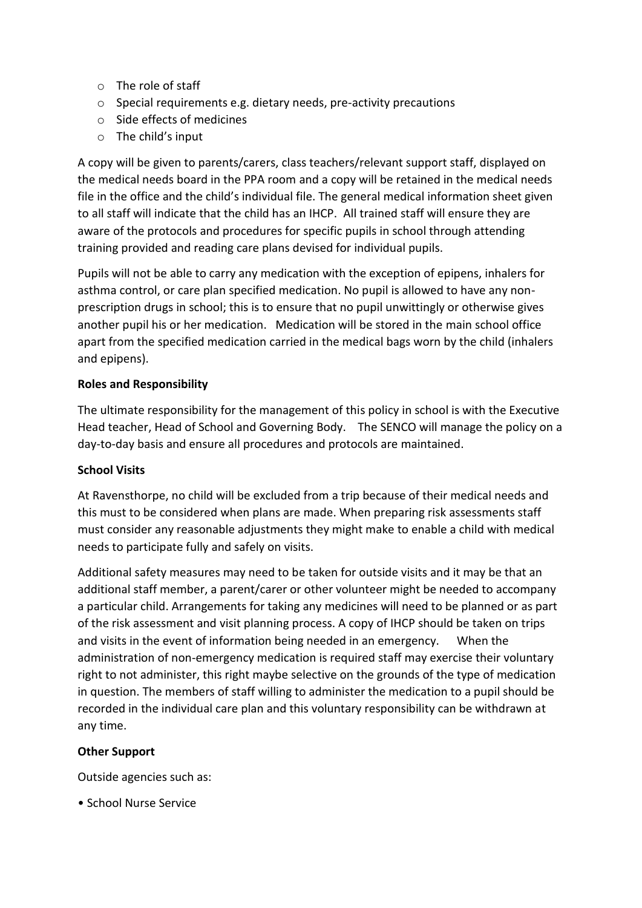- The role of staff
- Special requirements e.g. dietary needs, pre-activity precautions
- Side effects of medicines
- The child's input

A copy will be given to parents/carers, class teachers/relevant support staff, displayed on the medical needs board in the PPA room and a copy will be retained in the medical needs file in the office and the child's individual file. The general medical information sheet given to all staff will indicate that the child has an IHCP. All trained staff will ensure they are aware of the protocols and procedures for specific pupils in school through attending training provided and reading care plans devised for individual pupils.

Pupils will not be able to carry any medication with the exception of epipens, inhalers for asthma control, or care plan specified medication. No pupil is allowed to have any non-prescription drugs in school; this is to ensure that no pupil unwittingly or otherwise gives another pupil his or her medication. Medication will be stored in the main school office apart from the specified medication carried in the medical bags worn by the child (inhalers and epipens).

**Roles and Responsibility**

The ultimate responsibility for the management of this policy in school is with the Executive Head teacher, Head of School and Governing Body. The SENCO will manage the policy on a day-to-day basis and ensure all procedures and protocols are maintained.

**School Visits**

At Ravensthorpe, no child will be excluded from a trip because of their medical needs and this must to be considered when plans are made. When preparing risk assessments staff must consider any reasonable adjustments they might make to enable a child with medical needs to participate fully and safely on visits.

Additional safety measures may need to be taken for outside visits and it may be that an additional staff member, a parent/carer or other volunteer might be needed to accompany a particular child. Arrangements for taking any medicines will need to be planned or as part of the risk assessment and visit planning process. A copy of IHCP should be taken on trips and visits in the event of information being needed in an emergency. When the administration of non-emergency medication is required staff may exercise their voluntary right to not administer, this right maybe selective on the grounds of the type of medication in question. The members of staff willing to administer the medication to a pupil should be recorded in the individual care plan and this voluntary responsibility can be withdrawn at any time.

**Other Support**

Outside agencies such as:

- School Nurse Service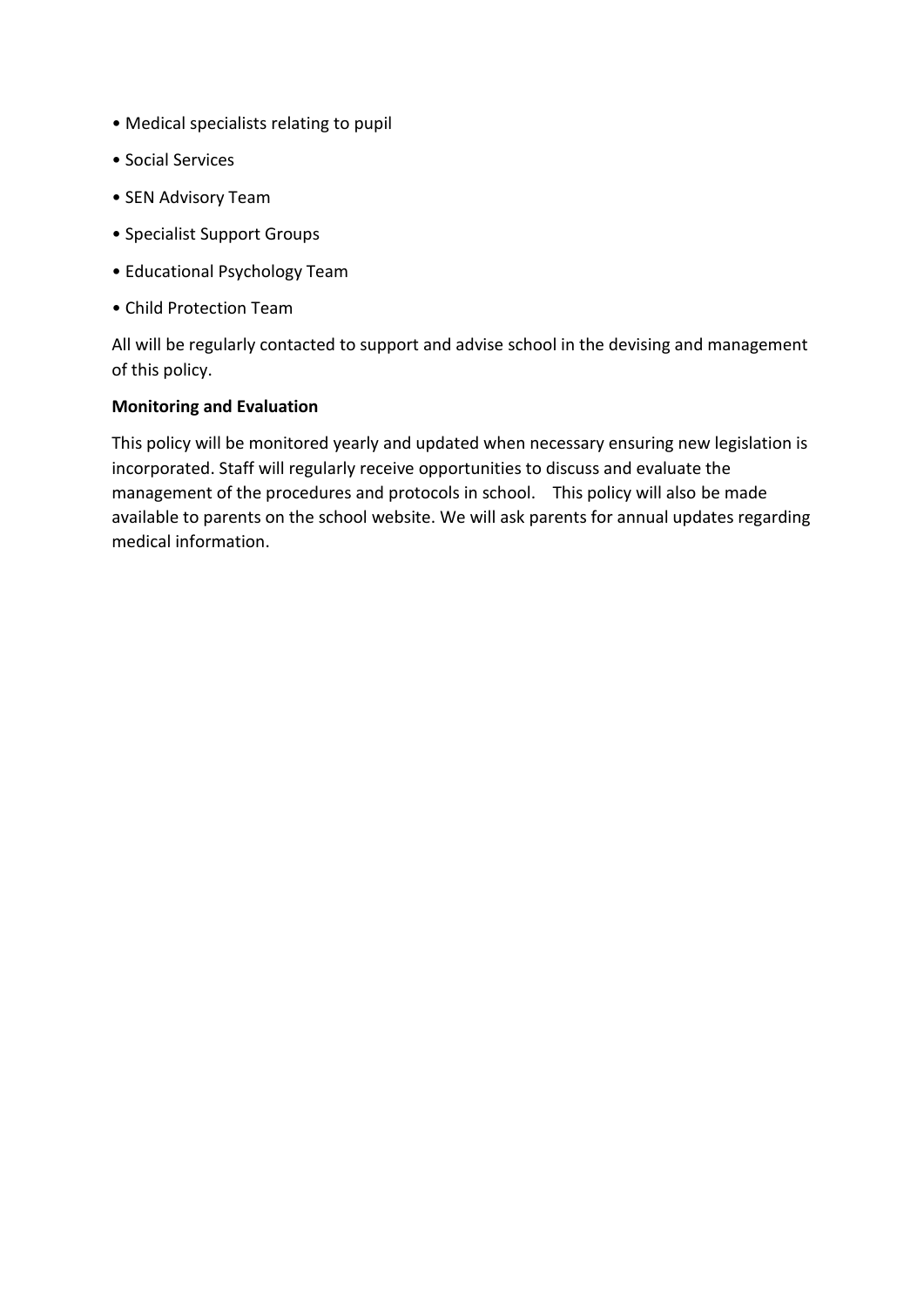- Medical specialists relating to pupil
- Social Services
- SEN Advisory Team
- Specialist Support Groups
- Educational Psychology Team
- Child Protection Team

All will be regularly contacted to support and advise school in the devising and management of this policy.

**Monitoring and Evaluation**

This policy will be monitored yearly and updated when necessary ensuring new legislation is incorporated. Staff will regularly receive opportunities to discuss and evaluate the management of the procedures and protocols in school. This policy will also be made available to parents on the school website. We will ask parents for annual updates regarding medical information.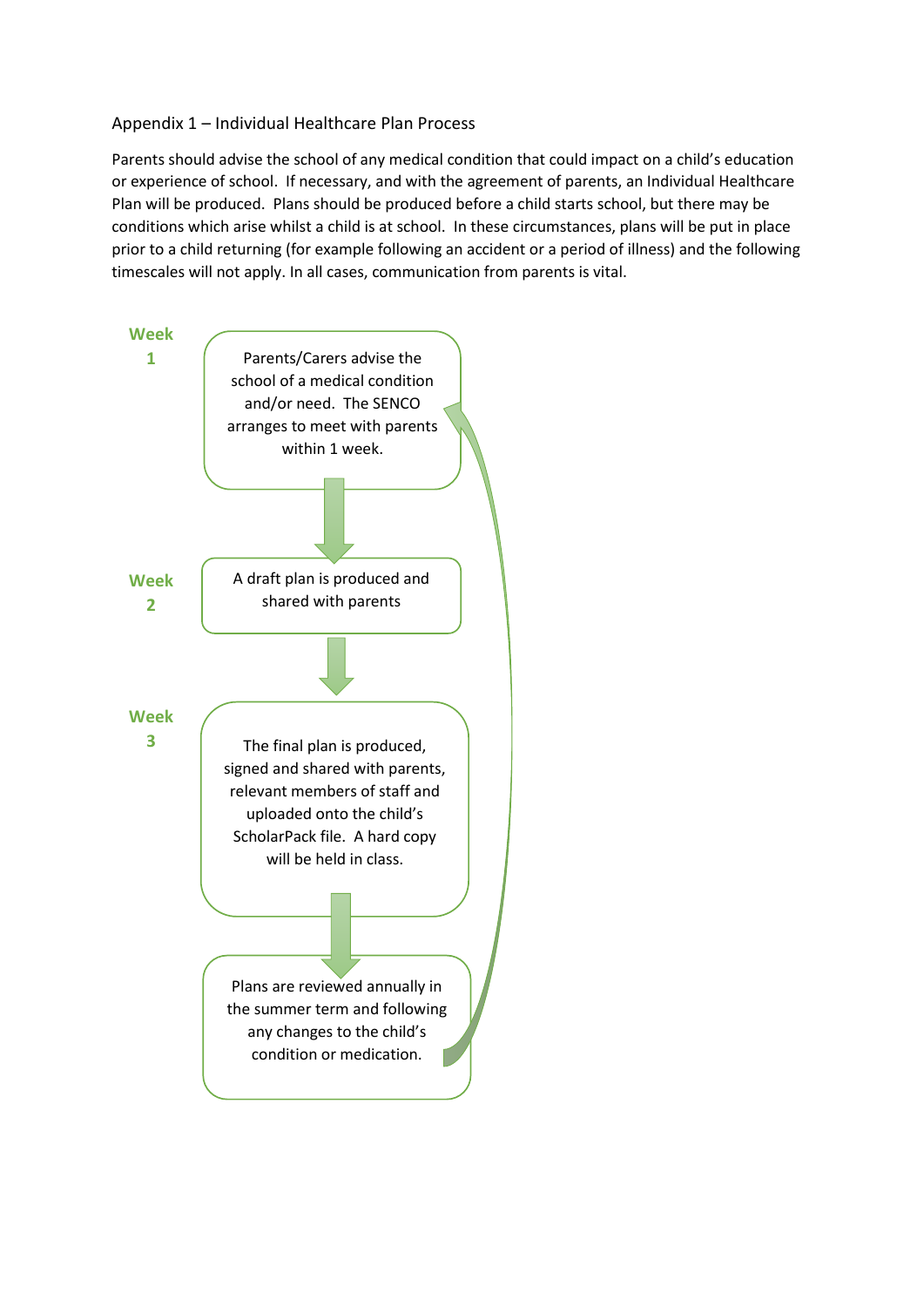Appendix 1 – Individual Healthcare Plan Process

Parents should advise the school of any medical condition that could impact on a child's education or experience of school. If necessary, and with the agreement of parents, an Individual Healthcare Plan will be produced. Plans should be produced before a child starts school, but there may be conditions which arise whilst a child is at school. In these circumstances, plans will be put in place prior to a child returning (for example following an accident or a period of illness) and the following timescales will not apply. In all cases, communication from parents is vital.

**Week 1**

Parents/Carers advise the school of a medical condition and/or need. The SENCO arranges to meet with parents within 1 week.

**Week 2**

A draft plan is produced and shared with parents

**Week 3**

The final plan is produced, signed and shared with parents, relevant members of staff and uploaded onto the child's ScholarPack file. A hard copy will be held in class.

Plans are reviewed annually in the summer term and following any changes to the child's condition or medication.